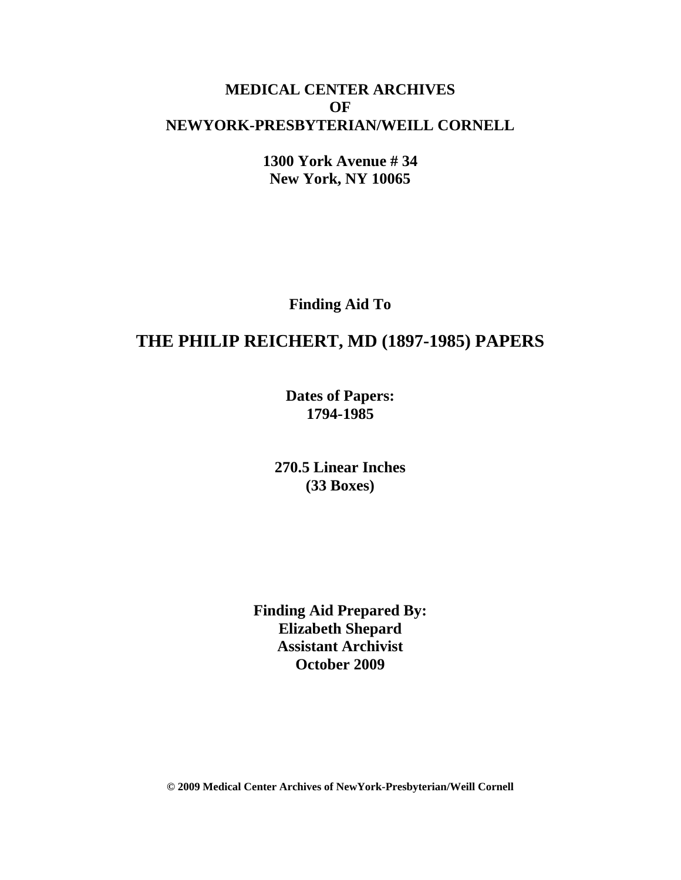**MEDICAL CENTER ARCHIVES**
**OF**
**NEWYORK-PRESBYTERIAN/WEILL CORNELL**

**1300 York Avenue # 34**
**New York, NY 10065**

**Finding Aid To**

# THE PHILIP REICHERT, MD (1897-1985) PAPERS

**Dates of Papers:**
**1794-1985**

**270.5 Linear Inches**
**(33 Boxes)**

**Finding Aid Prepared By:**
**Elizabeth Shepard**
**Assistant Archivist**
**October 2009**

**© 2009 Medical Center Archives of NewYork-Presbyterian/Weill Cornell**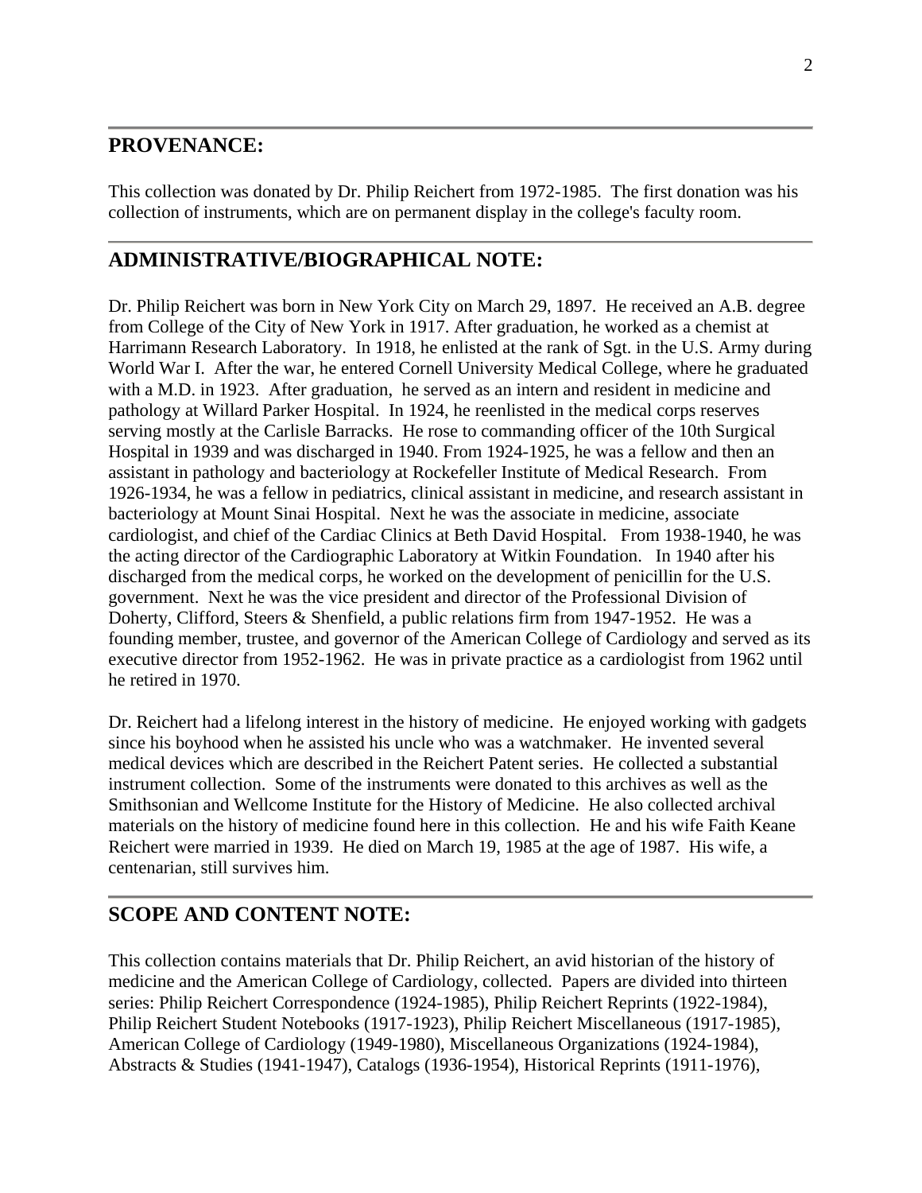## PROVENANCE:

This collection was donated by Dr. Philip Reichert from 1972-1985. The first donation was his collection of instruments, which are on permanent display in the college's faculty room.

## ADMINISTRATIVE/BIOGRAPHICAL NOTE:

Dr. Philip Reichert was born in New York City on March 29, 1897. He received an A.B. degree from College of the City of New York in 1917. After graduation, he worked as a chemist at Harrimann Research Laboratory. In 1918, he enlisted at the rank of Sgt. in the U.S. Army during World War I. After the war, he entered Cornell University Medical College, where he graduated with a M.D. in 1923. After graduation, he served as an intern and resident in medicine and pathology at Willard Parker Hospital. In 1924, he reenlisted in the medical corps reserves serving mostly at the Carlisle Barracks. He rose to commanding officer of the 10th Surgical Hospital in 1939 and was discharged in 1940. From 1924-1925, he was a fellow and then an assistant in pathology and bacteriology at Rockefeller Institute of Medical Research. From 1926-1934, he was a fellow in pediatrics, clinical assistant in medicine, and research assistant in bacteriology at Mount Sinai Hospital. Next he was the associate in medicine, associate cardiologist, and chief of the Cardiac Clinics at Beth David Hospital. From 1938-1940, he was the acting director of the Cardiographic Laboratory at Witkin Foundation. In 1940 after his discharged from the medical corps, he worked on the development of penicillin for the U.S. government. Next he was the vice president and director of the Professional Division of Doherty, Clifford, Steers & Shenfield, a public relations firm from 1947-1952. He was a founding member, trustee, and governor of the American College of Cardiology and served as its executive director from 1952-1962. He was in private practice as a cardiologist from 1962 until he retired in 1970.

Dr. Reichert had a lifelong interest in the history of medicine. He enjoyed working with gadgets since his boyhood when he assisted his uncle who was a watchmaker. He invented several medical devices which are described in the Reichert Patent series. He collected a substantial instrument collection. Some of the instruments were donated to this archives as well as the Smithsonian and Wellcome Institute for the History of Medicine. He also collected archival materials on the history of medicine found here in this collection. He and his wife Faith Keane Reichert were married in 1939. He died on March 19, 1985 at the age of 1987. His wife, a centenarian, still survives him.

## SCOPE AND CONTENT NOTE:

This collection contains materials that Dr. Philip Reichert, an avid historian of the history of medicine and the American College of Cardiology, collected. Papers are divided into thirteen series: Philip Reichert Correspondence (1924-1985), Philip Reichert Reprints (1922-1984), Philip Reichert Student Notebooks (1917-1923), Philip Reichert Miscellaneous (1917-1985), American College of Cardiology (1949-1980), Miscellaneous Organizations (1924-1984), Abstracts & Studies (1941-1947), Catalogs (1936-1954), Historical Reprints (1911-1976),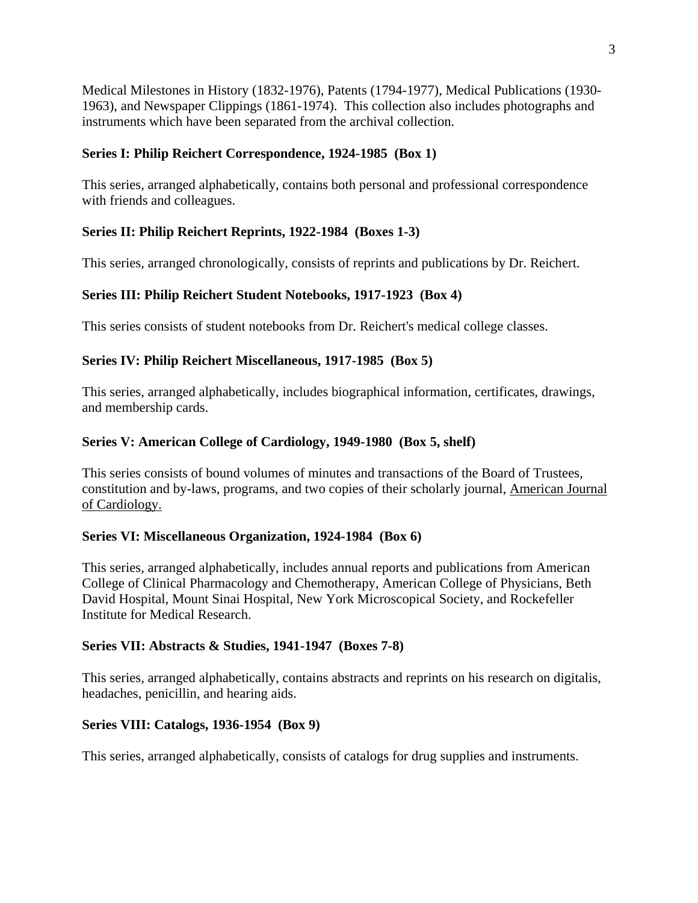Medical Milestones in History (1832-1976), Patents (1794-1977), Medical Publications (1930-1963), and Newspaper Clippings (1861-1974). This collection also includes photographs and instruments which have been separated from the archival collection.

**Series I: Philip Reichert Correspondence, 1924-1985 (Box 1)**

This series, arranged alphabetically, contains both personal and professional correspondence with friends and colleagues.

**Series II: Philip Reichert Reprints, 1922-1984 (Boxes 1-3)**

This series, arranged chronologically, consists of reprints and publications by Dr. Reichert.

**Series III: Philip Reichert Student Notebooks, 1917-1923 (Box 4)**

This series consists of student notebooks from Dr. Reichert's medical college classes.

**Series IV: Philip Reichert Miscellaneous, 1917-1985 (Box 5)**

This series, arranged alphabetically, includes biographical information, certificates, drawings, and membership cards.

**Series V: American College of Cardiology, 1949-1980 (Box 5, shelf)**

This series consists of bound volumes of minutes and transactions of the Board of Trustees, constitution and by-laws, programs, and two copies of their scholarly journal, American Journal of Cardiology.

**Series VI: Miscellaneous Organization, 1924-1984 (Box 6)**

This series, arranged alphabetically, includes annual reports and publications from American College of Clinical Pharmacology and Chemotherapy, American College of Physicians, Beth David Hospital, Mount Sinai Hospital, New York Microscopical Society, and Rockefeller Institute for Medical Research.

**Series VII: Abstracts & Studies, 1941-1947 (Boxes 7-8)**

This series, arranged alphabetically, contains abstracts and reprints on his research on digitalis, headaches, penicillin, and hearing aids.

**Series VIII: Catalogs, 1936-1954 (Box 9)**

This series, arranged alphabetically, consists of catalogs for drug supplies and instruments.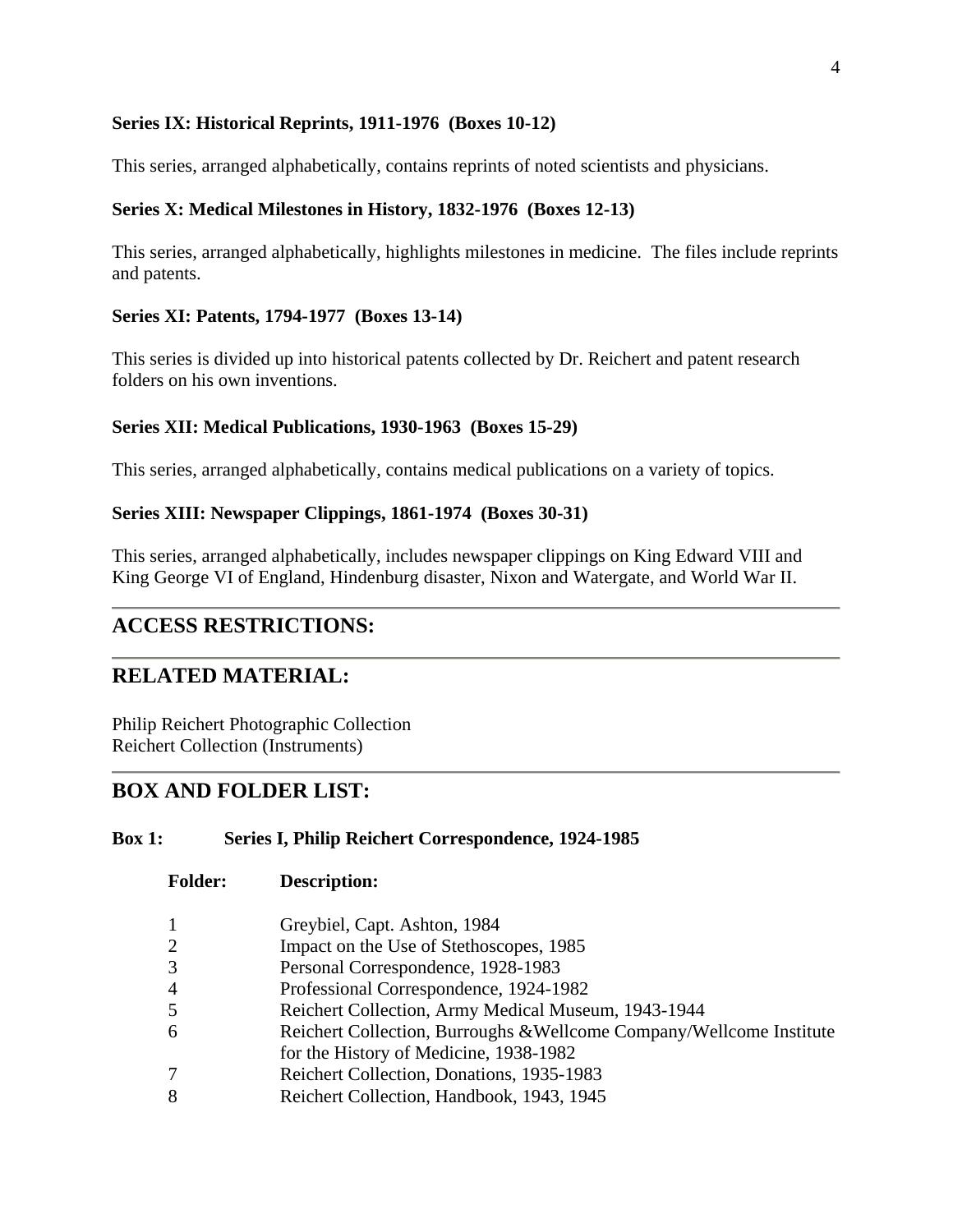**Series IX: Historical Reprints, 1911-1976 (Boxes 10-12)**

This series, arranged alphabetically, contains reprints of noted scientists and physicians.

**Series X: Medical Milestones in History, 1832-1976 (Boxes 12-13)**

This series, arranged alphabetically, highlights milestones in medicine. The files include reprints and patents.

**Series XI: Patents, 1794-1977 (Boxes 13-14)**

This series is divided up into historical patents collected by Dr. Reichert and patent research folders on his own inventions.

**Series XII: Medical Publications, 1930-1963 (Boxes 15-29)**

This series, arranged alphabetically, contains medical publications on a variety of topics.

**Series XIII: Newspaper Clippings, 1861-1974 (Boxes 30-31)**

This series, arranged alphabetically, includes newspaper clippings on King Edward VIII and King George VI of England, Hindenburg disaster, Nixon and Watergate, and World War II.

## ACCESS RESTRICTIONS:

## RELATED MATERIAL:

Philip Reichert Photographic Collection
Reichert Collection (Instruments)

## BOX AND FOLDER LIST:

**Box 1: Series I, Philip Reichert Correspondence, 1924-1985**

| Folder: | Description: |
|---|---|
| 1 | Greybiel, Capt. Ashton, 1984 |
| 2 | Impact on the Use of Stethoscopes, 1985 |
| 3 | Personal Correspondence, 1928-1983 |
| 4 | Professional Correspondence, 1924-1982 |
| 5 | Reichert Collection, Army Medical Museum, 1943-1944 |
| 6 | Reichert Collection, Burroughs &Wellcome Company/Wellcome Institute for the History of Medicine, 1938-1982 |
| 7 | Reichert Collection, Donations, 1935-1983 |
| 8 | Reichert Collection, Handbook, 1943, 1945 |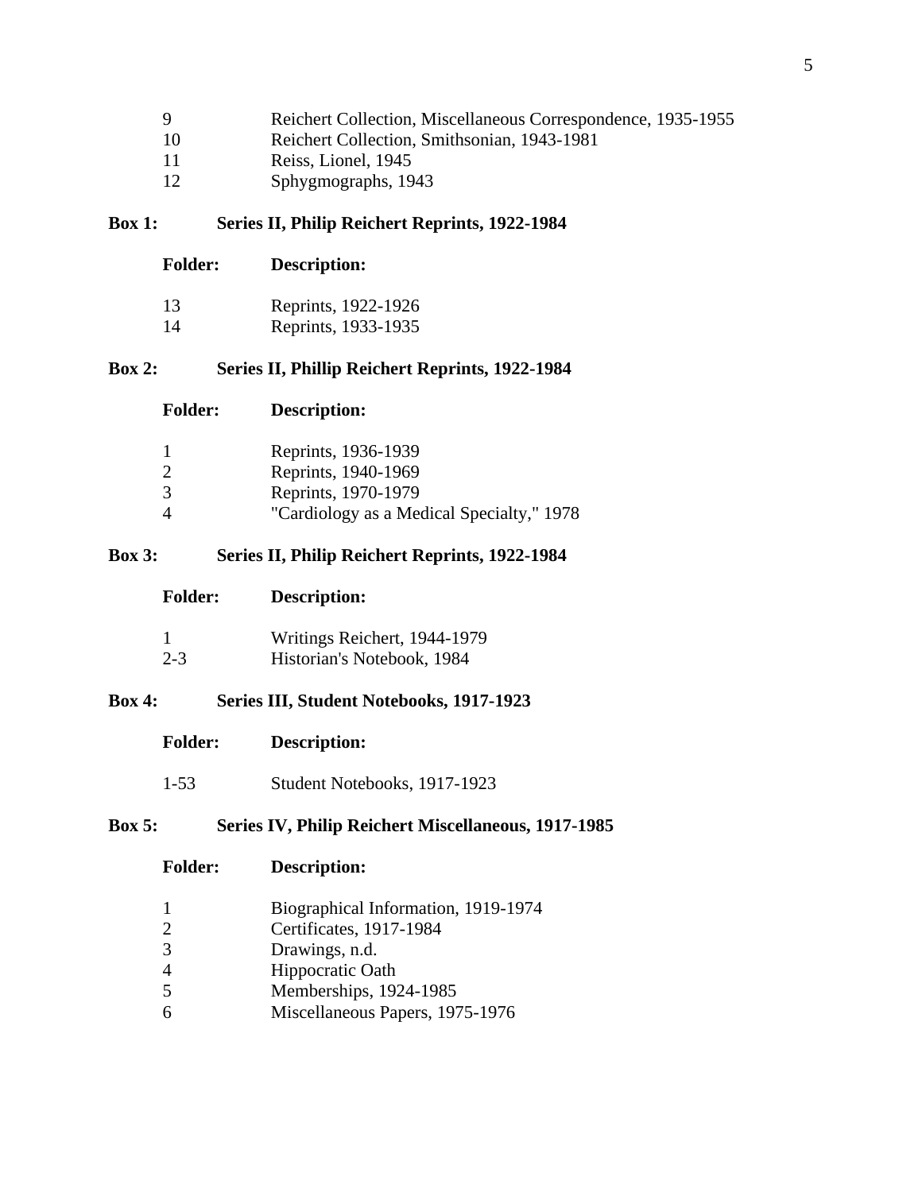| | |
|---|---|
| 9 | Reichert Collection, Miscellaneous Correspondence, 1935-1955 |
| 10 | Reichert Collection, Smithsonian, 1943-1981 |
| 11 | Reiss, Lionel, 1945 |
| 12 | Sphygmographs, 1943 |

**Box 1: Series II, Philip Reichert Reprints, 1922-1984**

| **Folder:** | **Description:** |
|---|---|
| 13 | Reprints, 1922-1926 |
| 14 | Reprints, 1933-1935 |

**Box 2: Series II, Phillip Reichert Reprints, 1922-1984**

| **Folder:** | **Description:** |
|---|---|
| 1 | Reprints, 1936-1939 |
| 2 | Reprints, 1940-1969 |
| 3 | Reprints, 1970-1979 |
| 4 | "Cardiology as a Medical Specialty," 1978 |

**Box 3: Series II, Philip Reichert Reprints, 1922-1984**

| **Folder:** | **Description:** |
|---|---|
| 1 | Writings Reichert, 1944-1979 |
| 2-3 | Historian's Notebook, 1984 |

**Box 4: Series III, Student Notebooks, 1917-1923**

| **Folder:** | **Description:** |
|---|---|
| 1-53 | Student Notebooks, 1917-1923 |

**Box 5: Series IV, Philip Reichert Miscellaneous, 1917-1985**

| **Folder:** | **Description:** |
|---|---|
| 1 | Biographical Information, 1919-1974 |
| 2 | Certificates, 1917-1984 |
| 3 | Drawings, n.d. |
| 4 | Hippocratic Oath |
| 5 | Memberships, 1924-1985 |
| 6 | Miscellaneous Papers, 1975-1976 |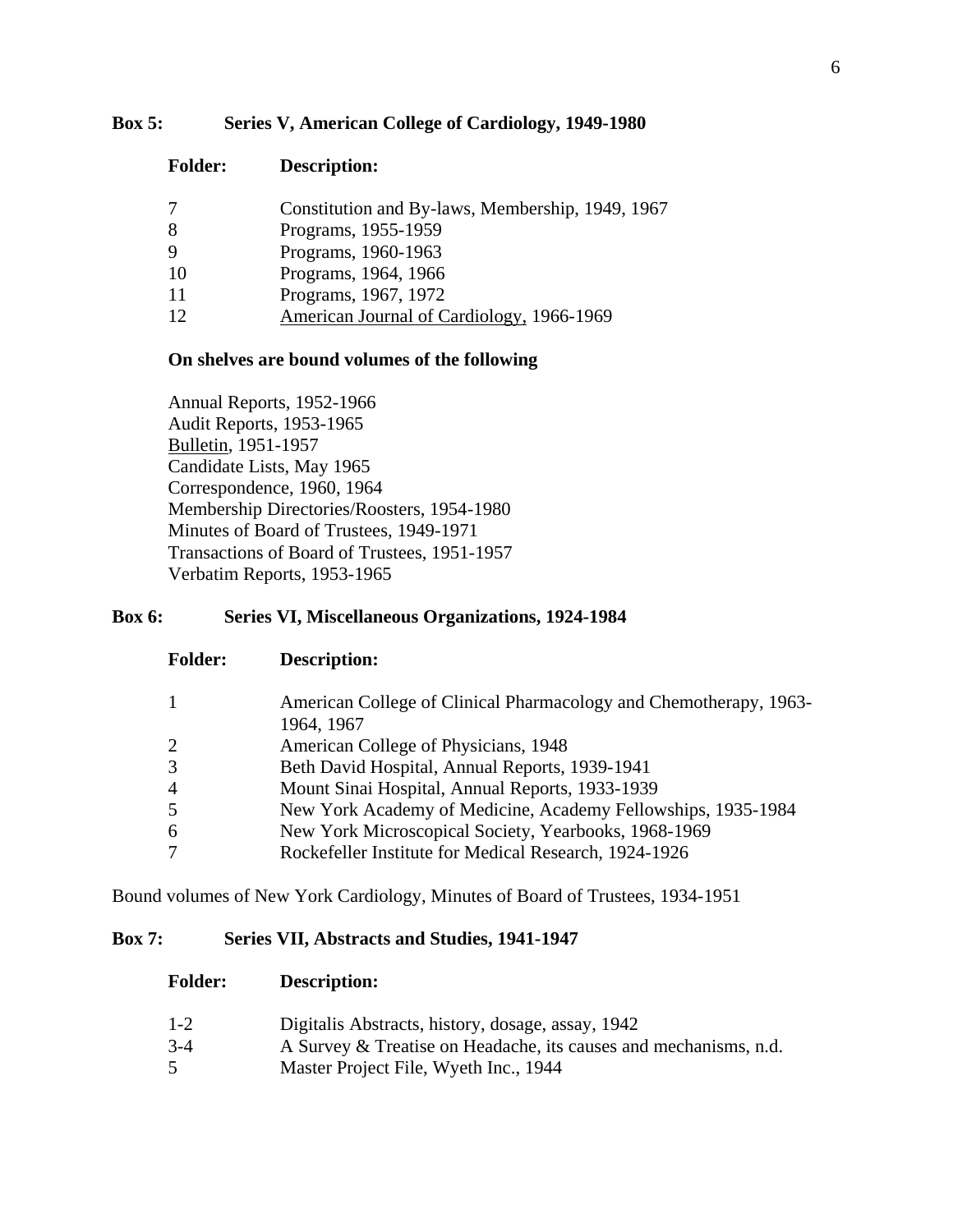**Box 5: Series V, American College of Cardiology, 1949-1980**

| Folder: | Description: |
|---|---|
| 7 | Constitution and By-laws, Membership, 1949, 1967 |
| 8 | Programs, 1955-1959 |
| 9 | Programs, 1960-1963 |
| 10 | Programs, 1964, 1966 |
| 11 | Programs, 1967, 1972 |
| 12 | American Journal of Cardiology, 1966-1969 |

**On shelves are bound volumes of the following**

Annual Reports, 1952-1966
Audit Reports, 1953-1965
Bulletin, 1951-1957
Candidate Lists, May 1965
Correspondence, 1960, 1964
Membership Directories/Roosters, 1954-1980
Minutes of Board of Trustees, 1949-1971
Transactions of Board of Trustees, 1951-1957
Verbatim Reports, 1953-1965

**Box 6: Series VI, Miscellaneous Organizations, 1924-1984**

| Folder: | Description: |
|---|---|
| 1 | American College of Clinical Pharmacology and Chemotherapy, 1963-1964, 1967 |
| 2 | American College of Physicians, 1948 |
| 3 | Beth David Hospital, Annual Reports, 1939-1941 |
| 4 | Mount Sinai Hospital, Annual Reports, 1933-1939 |
| 5 | New York Academy of Medicine, Academy Fellowships, 1935-1984 |
| 6 | New York Microscopical Society, Yearbooks, 1968-1969 |
| 7 | Rockefeller Institute for Medical Research, 1924-1926 |

Bound volumes of New York Cardiology, Minutes of Board of Trustees, 1934-1951

**Box 7: Series VII, Abstracts and Studies, 1941-1947**

| Folder: | Description: |
|---|---|
| 1-2 | Digitalis Abstracts, history, dosage, assay, 1942 |
| 3-4 | A Survey & Treatise on Headache, its causes and mechanisms, n.d. |
| 5 | Master Project File, Wyeth Inc., 1944 |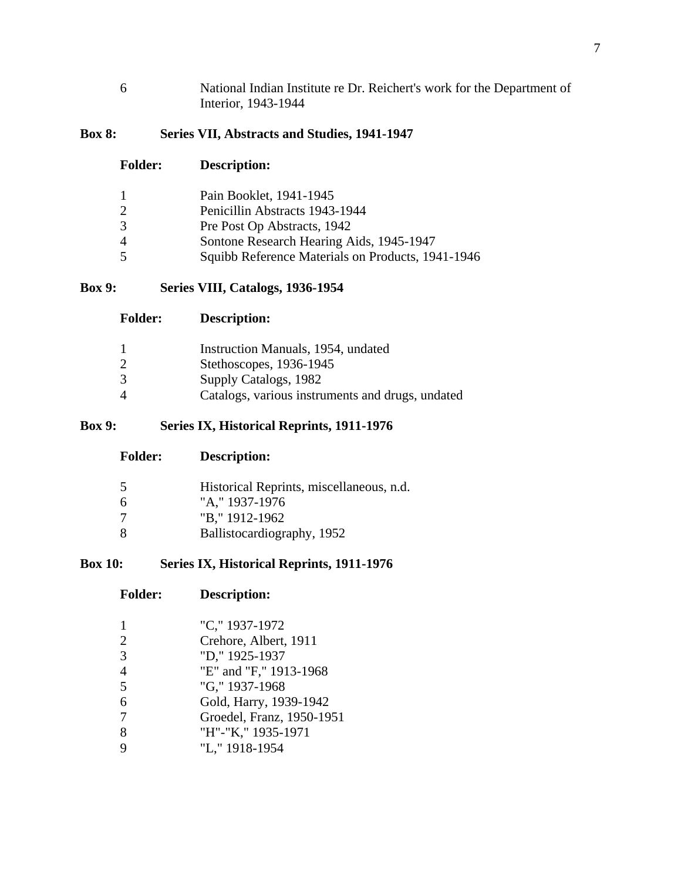| | |
|---|---|
| 6 | National Indian Institute re Dr. Reichert's work for the Department of Interior, 1943-1944 |

**Box 8: Series VII, Abstracts and Studies, 1941-1947**

| Folder: | Description: |
|---|---|
| 1 | Pain Booklet, 1941-1945 |
| 2 | Penicillin Abstracts 1943-1944 |
| 3 | Pre Post Op Abstracts, 1942 |
| 4 | Sontone Research Hearing Aids, 1945-1947 |
| 5 | Squibb Reference Materials on Products, 1941-1946 |

**Box 9: Series VIII, Catalogs, 1936-1954**

| Folder: | Description: |
|---|---|
| 1 | Instruction Manuals, 1954, undated |
| 2 | Stethoscopes, 1936-1945 |
| 3 | Supply Catalogs, 1982 |
| 4 | Catalogs, various instruments and drugs, undated |

**Box 9: Series IX, Historical Reprints, 1911-1976**

| Folder: | Description: |
|---|---|
| 5 | Historical Reprints, miscellaneous, n.d. |
| 6 | "A," 1937-1976 |
| 7 | "B," 1912-1962 |
| 8 | Ballistocardiography, 1952 |

**Box 10: Series IX, Historical Reprints, 1911-1976**

| Folder: | Description: |
|---|---|
| 1 | "C," 1937-1972 |
| 2 | Crehore, Albert, 1911 |
| 3 | "D," 1925-1937 |
| 4 | "E" and "F," 1913-1968 |
| 5 | "G," 1937-1968 |
| 6 | Gold, Harry, 1939-1942 |
| 7 | Groedel, Franz, 1950-1951 |
| 8 | "H"-"K," 1935-1971 |
| 9 | "L," 1918-1954 |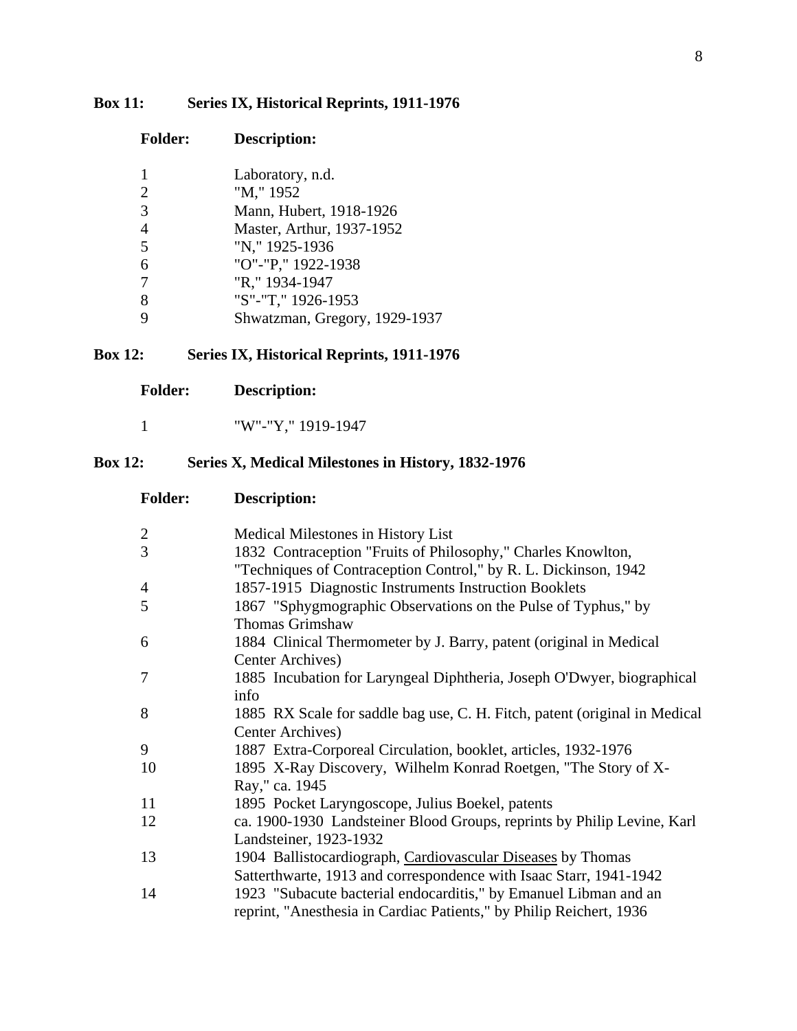**Box 11: Series IX, Historical Reprints, 1911-1976**

| Folder: | Description: |
|---|---|
| 1 | Laboratory, n.d. |
| 2 | "M," 1952 |
| 3 | Mann, Hubert, 1918-1926 |
| 4 | Master, Arthur, 1937-1952 |
| 5 | "N," 1925-1936 |
| 6 | "O"-"P," 1922-1938 |
| 7 | "R," 1934-1947 |
| 8 | "S"-"T," 1926-1953 |
| 9 | Shwatzman, Gregory, 1929-1937 |

**Box 12: Series IX, Historical Reprints, 1911-1976**

| Folder: | Description: |
|---|---|
| 1 | "W"-"Y," 1919-1947 |

**Box 12: Series X, Medical Milestones in History, 1832-1976**

| Folder: | Description: |
|---|---|
| 2 | Medical Milestones in History List |
| 3 | 1832 Contraception "Fruits of Philosophy," Charles Knowlton, "Techniques of Contraception Control," by R. L. Dickinson, 1942 |
| 4 | 1857-1915 Diagnostic Instruments Instruction Booklets |
| 5 | 1867 "Sphygmographic Observations on the Pulse of Typhus," by Thomas Grimshaw |
| 6 | 1884 Clinical Thermometer by J. Barry, patent (original in Medical Center Archives) |
| 7 | 1885 Incubation for Laryngeal Diphtheria, Joseph O'Dwyer, biographical info |
| 8 | 1885 RX Scale for saddle bag use, C. H. Fitch, patent (original in Medical Center Archives) |
| 9 | 1887 Extra-Corporeal Circulation, booklet, articles, 1932-1976 |
| 10 | 1895 X-Ray Discovery, Wilhelm Konrad Roetgen, "The Story of X-Ray," ca. 1945 |
| 11 | 1895 Pocket Laryngoscope, Julius Boekel, patents |
| 12 | ca. 1900-1930 Landsteiner Blood Groups, reprints by Philip Levine, Karl Landsteiner, 1923-1932 |
| 13 | 1904 Ballistocardiograph, Cardiovascular Diseases by Thomas Satterthwarte, 1913 and correspondence with Isaac Starr, 1941-1942 |
| 14 | 1923 "Subacute bacterial endocarditis," by Emanuel Libman and an reprint, "Anesthesia in Cardiac Patients," by Philip Reichert, 1936 |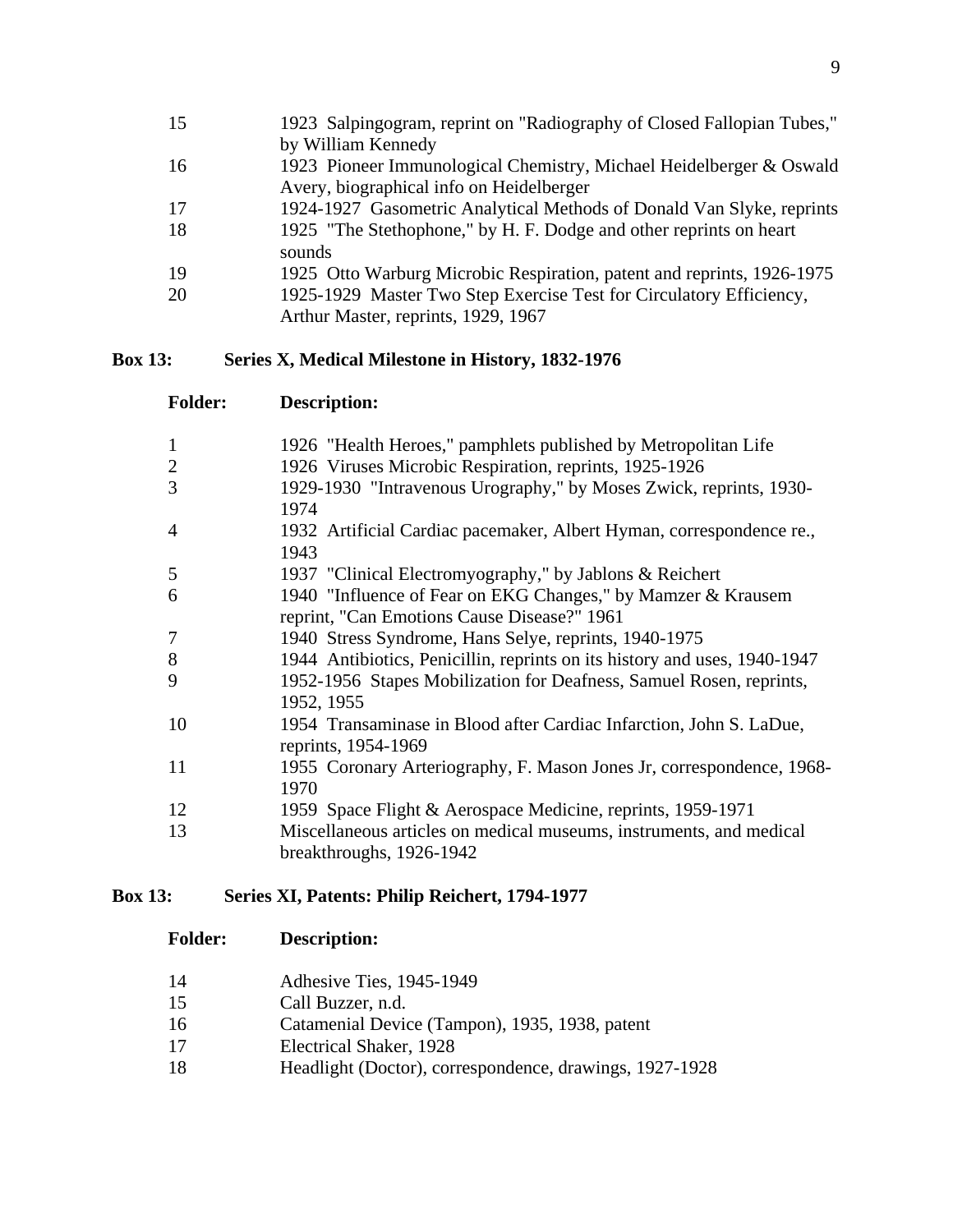| Folder | Description |
|---|---|
| 15 | 1923 Salpingogram, reprint on "Radiography of Closed Fallopian Tubes," by William Kennedy |
| 16 | 1923 Pioneer Immunological Chemistry, Michael Heidelberger & Oswald Avery, biographical info on Heidelberger |
| 17 | 1924-1927 Gasometric Analytical Methods of Donald Van Slyke, reprints |
| 18 | 1925 "The Stethophone," by H. F. Dodge and other reprints on heart sounds |
| 19 | 1925 Otto Warburg Microbic Respiration, patent and reprints, 1926-1975 |
| 20 | 1925-1929 Master Two Step Exercise Test for Circulatory Efficiency, Arthur Master, reprints, 1929, 1967 |

**Box 13: Series X, Medical Milestone in History, 1832-1976**

| **Folder:** | **Description:** |
|---|---|
| 1 | 1926 "Health Heroes," pamphlets published by Metropolitan Life |
| 2 | 1926 Viruses Microbic Respiration, reprints, 1925-1926 |
| 3 | 1929-1930 "Intravenous Urography," by Moses Zwick, reprints, 1930-1974 |
| 4 | 1932 Artificial Cardiac pacemaker, Albert Hyman, correspondence re., 1943 |
| 5 | 1937 "Clinical Electromyography," by Jablons & Reichert |
| 6 | 1940 "Influence of Fear on EKG Changes," by Mamzer & Krausem reprint, "Can Emotions Cause Disease?" 1961 |
| 7 | 1940 Stress Syndrome, Hans Selye, reprints, 1940-1975 |
| 8 | 1944 Antibiotics, Penicillin, reprints on its history and uses, 1940-1947 |
| 9 | 1952-1956 Stapes Mobilization for Deafness, Samuel Rosen, reprints, 1952, 1955 |
| 10 | 1954 Transaminase in Blood after Cardiac Infarction, John S. LaDue, reprints, 1954-1969 |
| 11 | 1955 Coronary Arteriography, F. Mason Jones Jr, correspondence, 1968-1970 |
| 12 | 1959 Space Flight & Aerospace Medicine, reprints, 1959-1971 |
| 13 | Miscellaneous articles on medical museums, instruments, and medical breakthroughs, 1926-1942 |

**Box 13: Series XI, Patents: Philip Reichert, 1794-1977**

| **Folder:** | **Description:** |
|---|---|
| 14 | Adhesive Ties, 1945-1949 |
| 15 | Call Buzzer, n.d. |
| 16 | Catamenial Device (Tampon), 1935, 1938, patent |
| 17 | Electrical Shaker, 1928 |
| 18 | Headlight (Doctor), correspondence, drawings, 1927-1928 |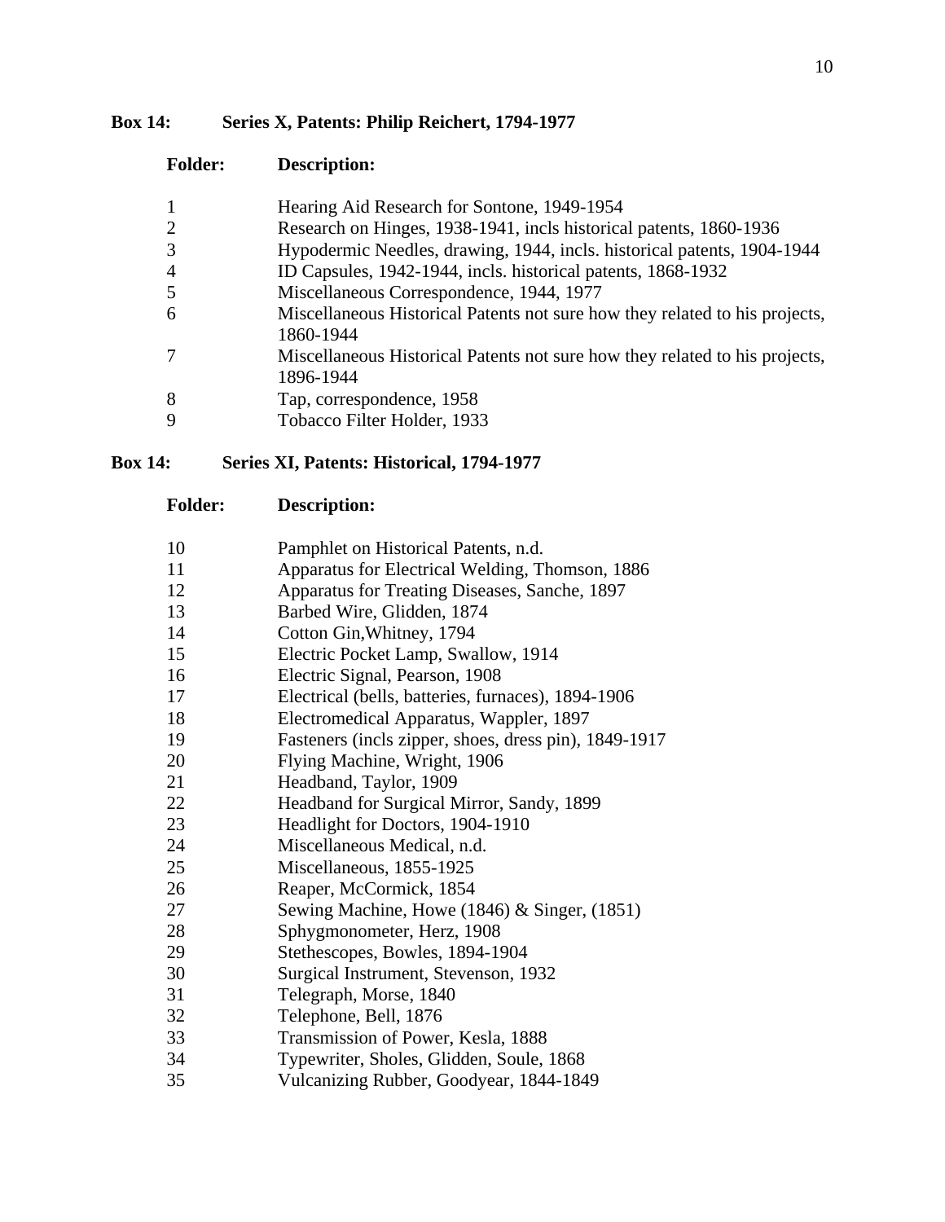**Box 14: Series X, Patents: Philip Reichert, 1794-1977**

| Folder: | Description: |
|---|---|
| 1 | Hearing Aid Research for Sontone, 1949-1954 |
| 2 | Research on Hinges, 1938-1941, incls historical patents, 1860-1936 |
| 3 | Hypodermic Needles, drawing, 1944, incls. historical patents, 1904-1944 |
| 4 | ID Capsules, 1942-1944, incls. historical patents, 1868-1932 |
| 5 | Miscellaneous Correspondence, 1944, 1977 |
| 6 | Miscellaneous Historical Patents not sure how they related to his projects, 1860-1944 |
| 7 | Miscellaneous Historical Patents not sure how they related to his projects, 1896-1944 |
| 8 | Tap, correspondence, 1958 |
| 9 | Tobacco Filter Holder, 1933 |

**Box 14: Series XI, Patents: Historical, 1794-1977**

| Folder: | Description: |
|---|---|
| 10 | Pamphlet on Historical Patents, n.d. |
| 11 | Apparatus for Electrical Welding, Thomson, 1886 |
| 12 | Apparatus for Treating Diseases, Sanche, 1897 |
| 13 | Barbed Wire, Glidden, 1874 |
| 14 | Cotton Gin,Whitney, 1794 |
| 15 | Electric Pocket Lamp, Swallow, 1914 |
| 16 | Electric Signal, Pearson, 1908 |
| 17 | Electrical (bells, batteries, furnaces), 1894-1906 |
| 18 | Electromedical Apparatus, Wappler, 1897 |
| 19 | Fasteners (incls zipper, shoes, dress pin), 1849-1917 |
| 20 | Flying Machine, Wright, 1906 |
| 21 | Headband, Taylor, 1909 |
| 22 | Headband for Surgical Mirror, Sandy, 1899 |
| 23 | Headlight for Doctors, 1904-1910 |
| 24 | Miscellaneous Medical, n.d. |
| 25 | Miscellaneous, 1855-1925 |
| 26 | Reaper, McCormick, 1854 |
| 27 | Sewing Machine, Howe (1846) & Singer, (1851) |
| 28 | Sphygmonometer, Herz, 1908 |
| 29 | Stethescopes, Bowles, 1894-1904 |
| 30 | Surgical Instrument, Stevenson, 1932 |
| 31 | Telegraph, Morse, 1840 |
| 32 | Telephone, Bell, 1876 |
| 33 | Transmission of Power, Kesla, 1888 |
| 34 | Typewriter, Sholes, Glidden, Soule, 1868 |
| 35 | Vulcanizing Rubber, Goodyear, 1844-1849 |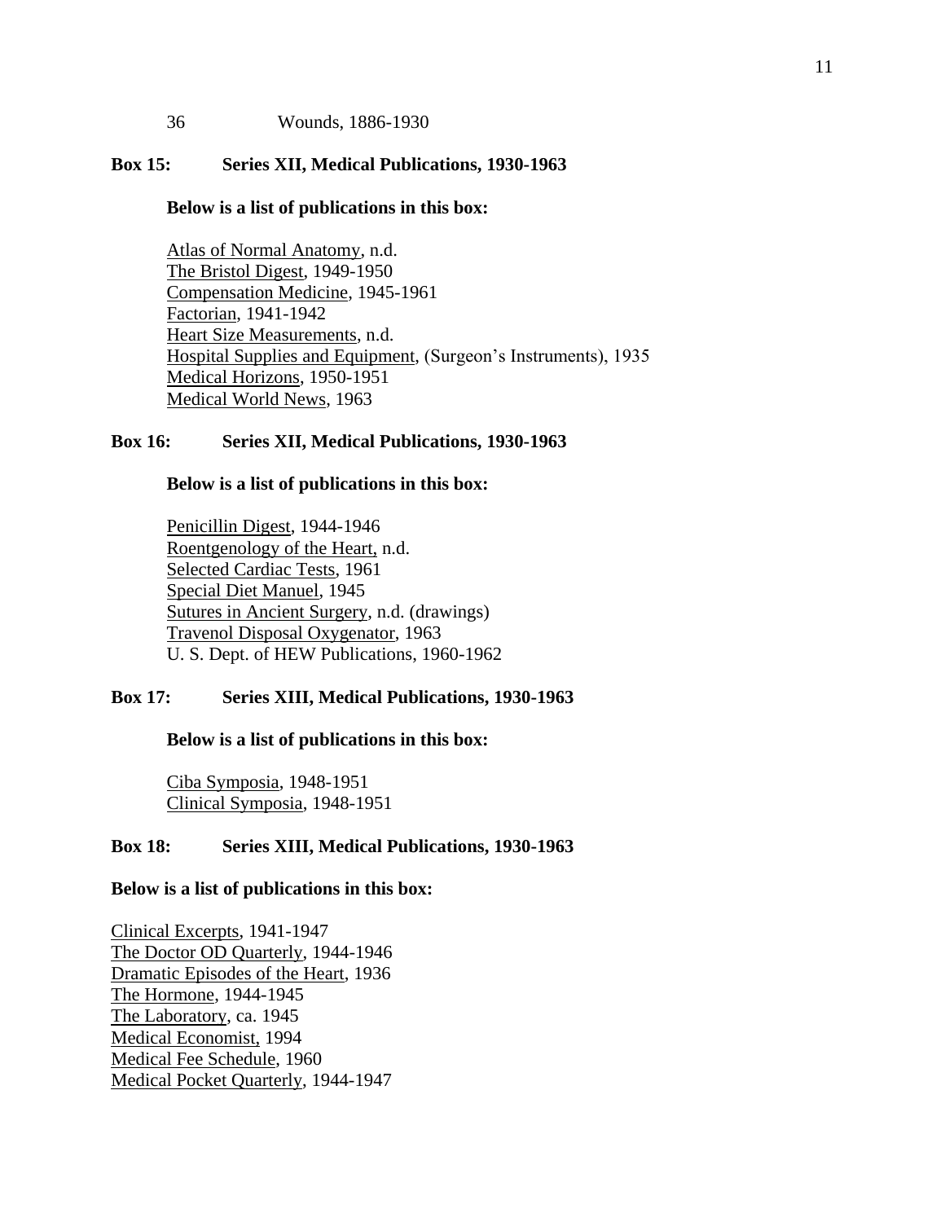36 Wounds, 1886-1930

**Box 15: Series XII, Medical Publications, 1930-1963**

**Below is a list of publications in this box:**

<u>Atlas of Normal Anatomy</u>, n.d.
<u>The Bristol Digest</u>, 1949-1950
<u>Compensation Medicine</u>, 1945-1961
<u>Factorian</u>, 1941-1942
<u>Heart Size Measurements</u>, n.d.
<u>Hospital Supplies and Equipment</u>, (Surgeon's Instruments), 1935
<u>Medical Horizons</u>, 1950-1951
<u>Medical World News</u>, 1963

**Box 16: Series XII, Medical Publications, 1930-1963**

**Below is a list of publications in this box:**

<u>Penicillin Digest</u>, 1944-1946
<u>Roentgenology of the Heart,</u> n.d.
<u>Selected Cardiac Tests</u>, 1961
<u>Special Diet Manuel</u>, 1945
<u>Sutures in Ancient Surgery</u>, n.d. (drawings)
<u>Travenol Disposal Oxygenator</u>, 1963
U. S. Dept. of HEW Publications, 1960-1962

**Box 17: Series XIII, Medical Publications, 1930-1963**

**Below is a list of publications in this box:**

<u>Ciba Symposia</u>, 1948-1951
<u>Clinical Symposia</u>, 1948-1951

**Box 18: Series XIII, Medical Publications, 1930-1963**

**Below is a list of publications in this box:**

<u>Clinical Excerpts</u>, 1941-1947
<u>The Doctor OD Quarterly</u>, 1944-1946
<u>Dramatic Episodes of the Heart</u>, 1936
<u>The Hormone</u>, 1944-1945
<u>The Laboratory</u>, ca. 1945
<u>Medical Economist,</u> 1994
<u>Medical Fee Schedule</u>, 1960
<u>Medical Pocket Quarterly</u>, 1944-1947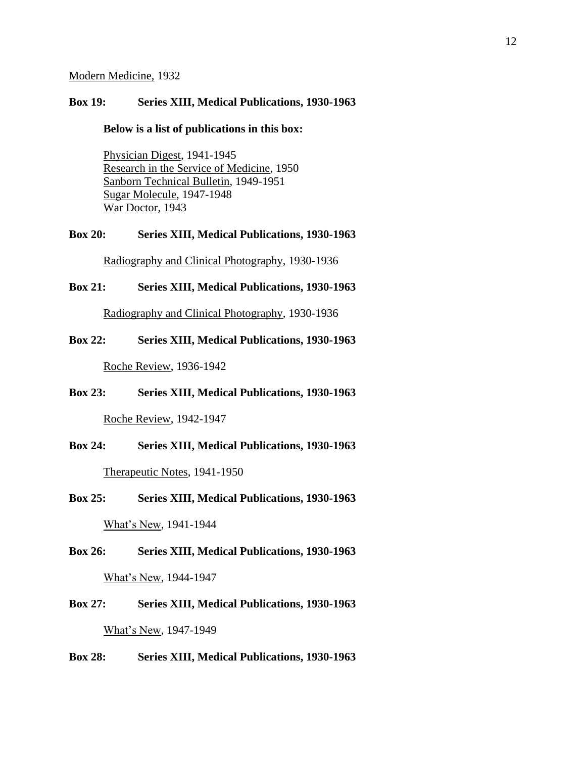Modern Medicine, 1932

**Box 19: Series XIII, Medical Publications, 1930-1963**

**Below is a list of publications in this box:**

Physician Digest, 1941-1945
Research in the Service of Medicine, 1950
Sanborn Technical Bulletin, 1949-1951
Sugar Molecule, 1947-1948
War Doctor, 1943

**Box 20: Series XIII, Medical Publications, 1930-1963**

Radiography and Clinical Photography, 1930-1936

**Box 21: Series XIII, Medical Publications, 1930-1963**

Radiography and Clinical Photography, 1930-1936

**Box 22: Series XIII, Medical Publications, 1930-1963**

Roche Review, 1936-1942

**Box 23: Series XIII, Medical Publications, 1930-1963**

Roche Review, 1942-1947

**Box 24: Series XIII, Medical Publications, 1930-1963**

Therapeutic Notes, 1941-1950

**Box 25: Series XIII, Medical Publications, 1930-1963**

What's New, 1941-1944

**Box 26: Series XIII, Medical Publications, 1930-1963**

What's New, 1944-1947

**Box 27: Series XIII, Medical Publications, 1930-1963**

What's New, 1947-1949

**Box 28: Series XIII, Medical Publications, 1930-1963**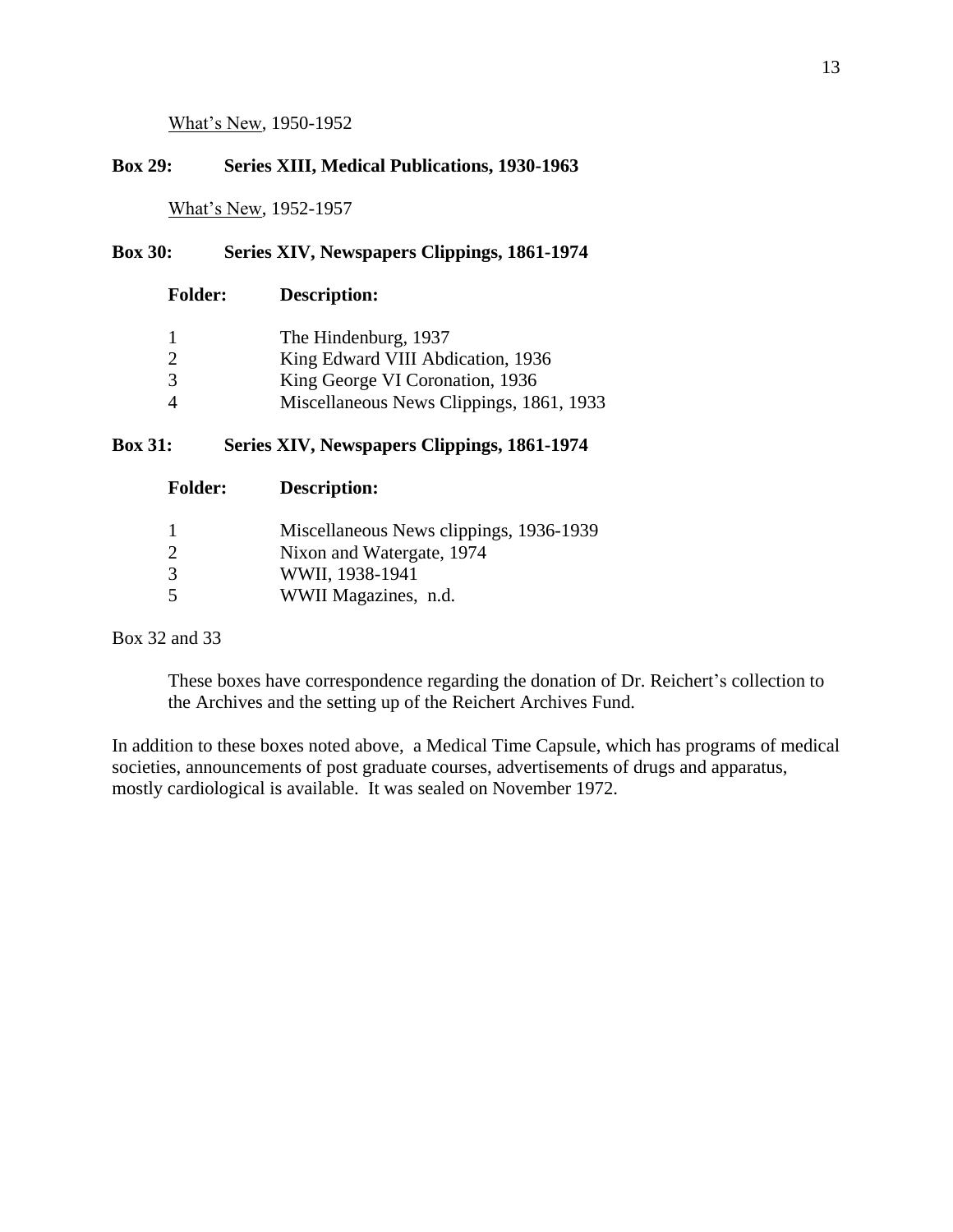What’s New, 1950-1952

**Box 29: Series XIII, Medical Publications, 1930-1963**

What’s New, 1952-1957

**Box 30: Series XIV, Newspapers Clippings, 1861-1974**

| **Folder:** | **Description:** |
|---|---|
| 1 | The Hindenburg, 1937 |
| 2 | King Edward VIII Abdication, 1936 |
| 3 | King George VI Coronation, 1936 |
| 4 | Miscellaneous News Clippings, 1861, 1933 |

**Box 31: Series XIV, Newspapers Clippings, 1861-1974**

| **Folder:** | **Description:** |
|---|---|
| 1 | Miscellaneous News clippings, 1936-1939 |
| 2 | Nixon and Watergate, 1974 |
| 3 | WWII, 1938-1941 |
| 5 | WWII Magazines, n.d. |

Box 32 and 33

These boxes have correspondence regarding the donation of Dr. Reichert’s collection to the Archives and the setting up of the Reichert Archives Fund.

In addition to these boxes noted above, a Medical Time Capsule, which has programs of medical societies, announcements of post graduate courses, advertisements of drugs and apparatus, mostly cardiological is available. It was sealed on November 1972.